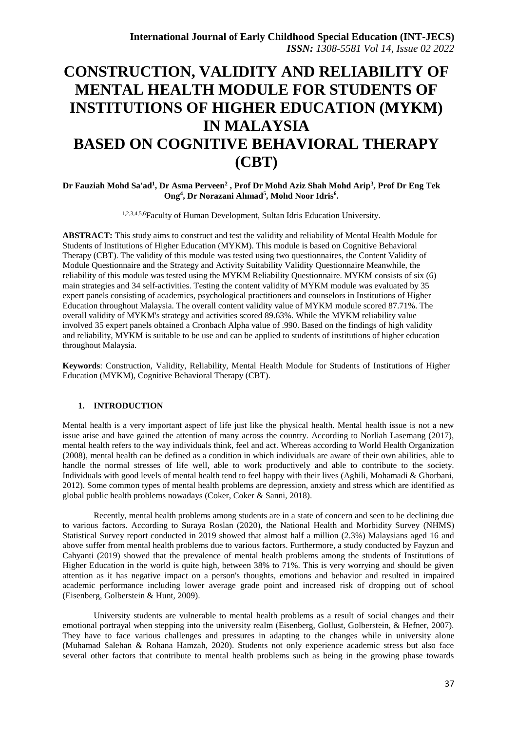# CONSTRUCTION, VALIDITY AND RELIABILITY OF MENTAL HEALTH MODULE FOR STUDENTS OF INSTITUTIONS OF HIGHER EDUCATION (MYKM) IN MALAYSIA BASED ON COGNITIVE BEHAVIORAL THERAPY (CBT)

**Dr Fauziah Mohd Sa'ad[1], Dr Asma Perveen[2] , Prof Dr Mohd Aziz Shah Mohd Arip[3], Prof Dr Eng Tek Ong[4], Dr Norazani Ahmad[5], Mohd Noor Idris[6].**

[1,2,3,4,5,6]Faculty of Human Development, Sultan Idris Education University.

**ABSTRACT:** This study aims to construct and test the validity and reliability of Mental Health Module for Students of Institutions of Higher Education (MYKM). This module is based on Cognitive Behavioral Therapy (CBT). The validity of this module was tested using two questionnaires, the Content Validity of Module Questionnaire and the Strategy and Activity Suitability Validity Questionnaire Meanwhile, the reliability of this module was tested using the MYKM Reliability Questionnaire. MYKM consists of six (6) main strategies and 34 self-activities. Testing the content validity of MYKM module was evaluated by 35 expert panels consisting of academics, psychological practitioners and counselors in Institutions of Higher Education throughout Malaysia. The overall content validity value of MYKM module scored 87.71%. The overall validity of MYKM's strategy and activities scored 89.63%. While the MYKM reliability value involved 35 expert panels obtained a Cronbach Alpha value of .990. Based on the findings of high validity and reliability, MYKM is suitable to be use and can be applied to students of institutions of higher education throughout Malaysia.

**Keywords**: Construction, Validity, Reliability, Mental Health Module for Students of Institutions of Higher Education (MYKM), Cognitive Behavioral Therapy (CBT).

## 1. INTRODUCTION

Mental health is a very important aspect of life just like the physical health. Mental health issue is not a new issue arise and have gained the attention of many across the country. According to Norliah Lasemang (2017), mental health refers to the way individuals think, feel and act. Whereas according to World Health Organization (2008), mental health can be defined as a condition in which individuals are aware of their own abilities, able to handle the normal stresses of life well, able to work productively and able to contribute to the society. Individuals with good levels of mental health tend to feel happy with their lives (Aghili, Mohamadi & Ghorbani, 2012). Some common types of mental health problems are depression, anxiety and stress which are identified as global public health problems nowadays (Coker, Coker & Sanni, 2018).

Recently, mental health problems among students are in a state of concern and seen to be declining due to various factors. According to Suraya Roslan (2020), the National Health and Morbidity Survey (NHMS) Statistical Survey report conducted in 2019 showed that almost half a million (2.3%) Malaysians aged 16 and above suffer from mental health problems due to various factors. Furthermore, a study conducted by Fayzun and Cahyanti (2019) showed that the prevalence of mental health problems among the students of Institutions of Higher Education in the world is quite high, between 38% to 71%. This is very worrying and should be given attention as it has negative impact on a person's thoughts, emotions and behavior and resulted in impaired academic performance including lower average grade point and increased risk of dropping out of school (Eisenberg, Golberstein & Hunt, 2009).

University students are vulnerable to mental health problems as a result of social changes and their emotional portrayal when stepping into the university realm (Eisenberg, Gollust, Golberstein, & Hefner, 2007). They have to face various challenges and pressures in adapting to the changes while in university alone (Muhamad Salehan & Rohana Hamzah, 2020). Students not only experience academic stress but also face several other factors that contribute to mental health problems such as being in the growing phase towards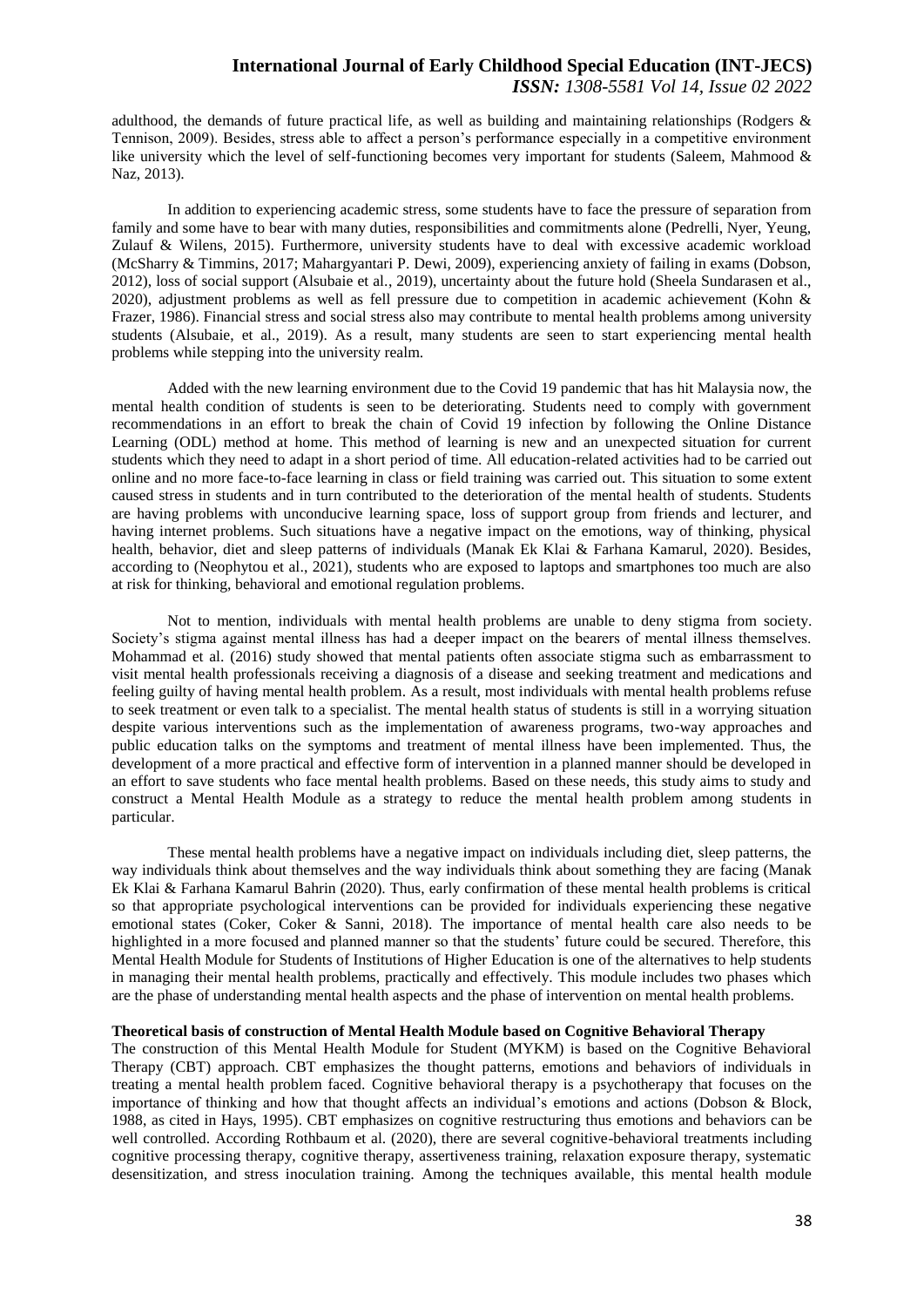adulthood, the demands of future practical life, as well as building and maintaining relationships (Rodgers & Tennison, 2009). Besides, stress able to affect a person's performance especially in a competitive environment like university which the level of self-functioning becomes very important for students (Saleem, Mahmood & Naz, 2013).

In addition to experiencing academic stress, some students have to face the pressure of separation from family and some have to bear with many duties, responsibilities and commitments alone (Pedrelli, Nyer, Yeung, Zulauf & Wilens, 2015). Furthermore, university students have to deal with excessive academic workload (McSharry & Timmins, 2017; Mahargyantari P. Dewi, 2009), experiencing anxiety of failing in exams (Dobson, 2012), loss of social support (Alsubaie et al., 2019), uncertainty about the future hold (Sheela Sundarasen et al., 2020), adjustment problems as well as fell pressure due to competition in academic achievement (Kohn & Frazer, 1986). Financial stress and social stress also may contribute to mental health problems among university students (Alsubaie, et al., 2019). As a result, many students are seen to start experiencing mental health problems while stepping into the university realm.

Added with the new learning environment due to the Covid 19 pandemic that has hit Malaysia now, the mental health condition of students is seen to be deteriorating. Students need to comply with government recommendations in an effort to break the chain of Covid 19 infection by following the Online Distance Learning (ODL) method at home. This method of learning is new and an unexpected situation for current students which they need to adapt in a short period of time. All education-related activities had to be carried out online and no more face-to-face learning in class or field training was carried out. This situation to some extent caused stress in students and in turn contributed to the deterioration of the mental health of students. Students are having problems with unconducive learning space, loss of support group from friends and lecturer, and having internet problems. Such situations have a negative impact on the emotions, way of thinking, physical health, behavior, diet and sleep patterns of individuals (Manak Ek Klai & Farhana Kamarul, 2020). Besides, according to (Neophytou et al., 2021), students who are exposed to laptops and smartphones too much are also at risk for thinking, behavioral and emotional regulation problems.

Not to mention, individuals with mental health problems are unable to deny stigma from society. Society's stigma against mental illness has had a deeper impact on the bearers of mental illness themselves. Mohammad et al. (2016) study showed that mental patients often associate stigma such as embarrassment to visit mental health professionals receiving a diagnosis of a disease and seeking treatment and medications and feeling guilty of having mental health problem. As a result, most individuals with mental health problems refuse to seek treatment or even talk to a specialist. The mental health status of students is still in a worrying situation despite various interventions such as the implementation of awareness programs, two-way approaches and public education talks on the symptoms and treatment of mental illness have been implemented. Thus, the development of a more practical and effective form of intervention in a planned manner should be developed in an effort to save students who face mental health problems. Based on these needs, this study aims to study and construct a Mental Health Module as a strategy to reduce the mental health problem among students in particular.

These mental health problems have a negative impact on individuals including diet, sleep patterns, the way individuals think about themselves and the way individuals think about something they are facing (Manak Ek Klai & Farhana Kamarul Bahrin (2020). Thus, early confirmation of these mental health problems is critical so that appropriate psychological interventions can be provided for individuals experiencing these negative emotional states (Coker, Coker & Sanni, 2018). The importance of mental health care also needs to be highlighted in a more focused and planned manner so that the students' future could be secured. Therefore, this Mental Health Module for Students of Institutions of Higher Education is one of the alternatives to help students in managing their mental health problems, practically and effectively. This module includes two phases which are the phase of understanding mental health aspects and the phase of intervention on mental health problems.

**Theoretical basis of construction of Mental Health Module based on Cognitive Behavioral Therapy**

The construction of this Mental Health Module for Student (MYKM) is based on the Cognitive Behavioral Therapy (CBT) approach. CBT emphasizes the thought patterns, emotions and behaviors of individuals in treating a mental health problem faced. Cognitive behavioral therapy is a psychotherapy that focuses on the importance of thinking and how that thought affects an individual's emotions and actions (Dobson & Block, 1988, as cited in Hays, 1995). CBT emphasizes on cognitive restructuring thus emotions and behaviors can be well controlled. According Rothbaum et al. (2020), there are several cognitive-behavioral treatments including cognitive processing therapy, cognitive therapy, assertiveness training, relaxation exposure therapy, systematic desensitization, and stress inoculation training. Among the techniques available, this mental health module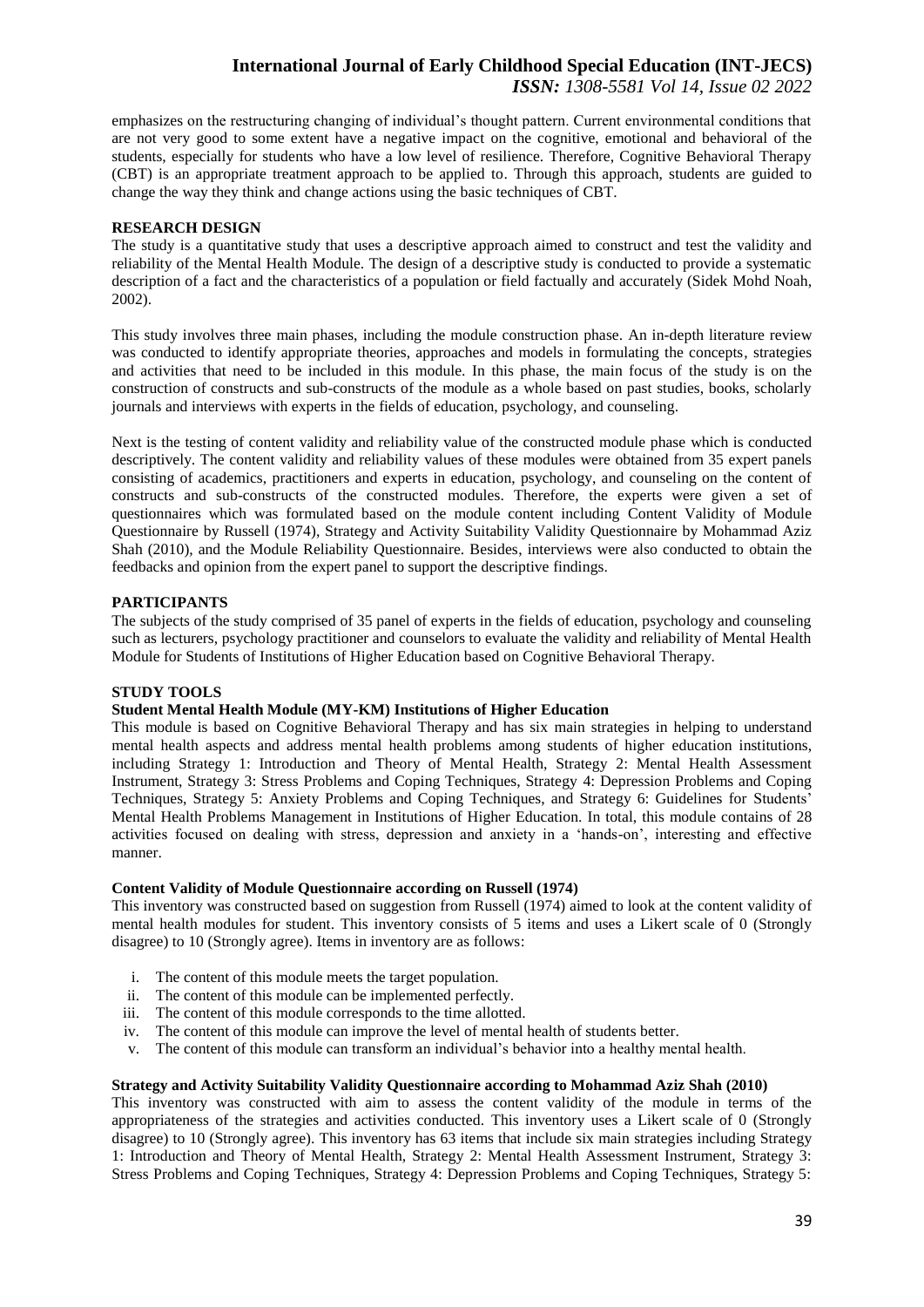emphasizes on the restructuring changing of individual's thought pattern. Current environmental conditions that are not very good to some extent have a negative impact on the cognitive, emotional and behavioral of the students, especially for students who have a low level of resilience. Therefore, Cognitive Behavioral Therapy (CBT) is an appropriate treatment approach to be applied to. Through this approach, students are guided to change the way they think and change actions using the basic techniques of CBT.

## RESEARCH DESIGN

The study is a quantitative study that uses a descriptive approach aimed to construct and test the validity and reliability of the Mental Health Module. The design of a descriptive study is conducted to provide a systematic description of a fact and the characteristics of a population or field factually and accurately (Sidek Mohd Noah, 2002).

This study involves three main phases, including the module construction phase. An in-depth literature review was conducted to identify appropriate theories, approaches and models in formulating the concepts, strategies and activities that need to be included in this module. In this phase, the main focus of the study is on the construction of constructs and sub-constructs of the module as a whole based on past studies, books, scholarly journals and interviews with experts in the fields of education, psychology, and counseling.

Next is the testing of content validity and reliability value of the constructed module phase which is conducted descriptively. The content validity and reliability values of these modules were obtained from 35 expert panels consisting of academics, practitioners and experts in education, psychology, and counseling on the content of constructs and sub-constructs of the constructed modules. Therefore, the experts were given a set of questionnaires which was formulated based on the module content including Content Validity of Module Questionnaire by Russell (1974), Strategy and Activity Suitability Validity Questionnaire by Mohammad Aziz Shah (2010), and the Module Reliability Questionnaire. Besides, interviews were also conducted to obtain the feedbacks and opinion from the expert panel to support the descriptive findings.

## PARTICIPANTS

The subjects of the study comprised of 35 panel of experts in the fields of education, psychology and counseling such as lecturers, psychology practitioner and counselors to evaluate the validity and reliability of Mental Health Module for Students of Institutions of Higher Education based on Cognitive Behavioral Therapy.

## STUDY TOOLS

### Student Mental Health Module (MY-KM) Institutions of Higher Education

This module is based on Cognitive Behavioral Therapy and has six main strategies in helping to understand mental health aspects and address mental health problems among students of higher education institutions, including Strategy 1: Introduction and Theory of Mental Health, Strategy 2: Mental Health Assessment Instrument, Strategy 3: Stress Problems and Coping Techniques, Strategy 4: Depression Problems and Coping Techniques, Strategy 5: Anxiety Problems and Coping Techniques, and Strategy 6: Guidelines for Students' Mental Health Problems Management in Institutions of Higher Education. In total, this module contains of 28 activities focused on dealing with stress, depression and anxiety in a 'hands-on', interesting and effective manner.

### Content Validity of Module Questionnaire according on Russell (1974)

This inventory was constructed based on suggestion from Russell (1974) aimed to look at the content validity of mental health modules for student. This inventory consists of 5 items and uses a Likert scale of 0 (Strongly disagree) to 10 (Strongly agree). Items in inventory are as follows:

i. The content of this module meets the target population.
ii. The content of this module can be implemented perfectly.
iii. The content of this module corresponds to the time allotted.
iv. The content of this module can improve the level of mental health of students better.
v. The content of this module can transform an individual's behavior into a healthy mental health.

### Strategy and Activity Suitability Validity Questionnaire according to Mohammad Aziz Shah (2010)

This inventory was constructed with aim to assess the content validity of the module in terms of the appropriateness of the strategies and activities conducted. This inventory uses a Likert scale of 0 (Strongly disagree) to 10 (Strongly agree). This inventory has 63 items that include six main strategies including Strategy 1: Introduction and Theory of Mental Health, Strategy 2: Mental Health Assessment Instrument, Strategy 3: Stress Problems and Coping Techniques, Strategy 4: Depression Problems and Coping Techniques, Strategy 5: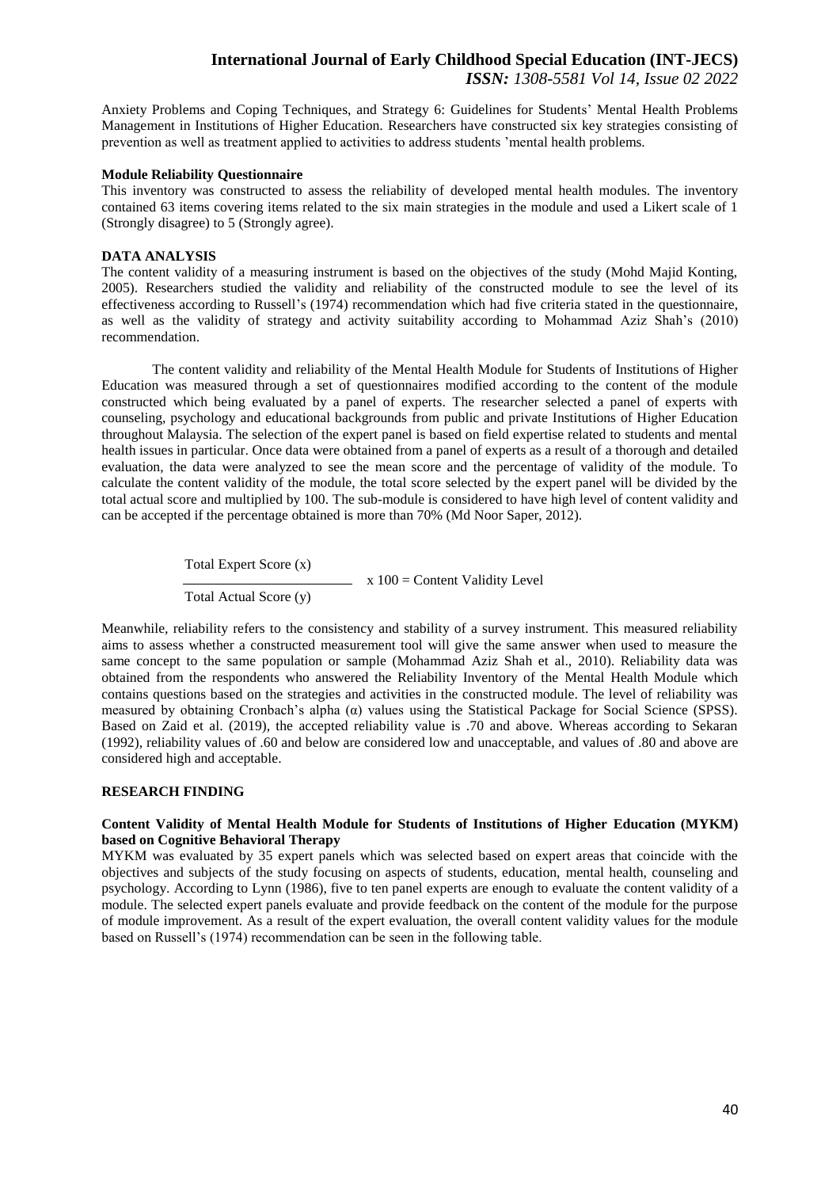Anxiety Problems and Coping Techniques, and Strategy 6: Guidelines for Students' Mental Health Problems Management in Institutions of Higher Education. Researchers have constructed six key strategies consisting of prevention as well as treatment applied to activities to address students 'mental health problems.

**Module Reliability Questionnaire**

This inventory was constructed to assess the reliability of developed mental health modules. The inventory contained 63 items covering items related to the six main strategies in the module and used a Likert scale of 1 (Strongly disagree) to 5 (Strongly agree).

## DATA ANALYSIS

The content validity of a measuring instrument is based on the objectives of the study (Mohd Majid Konting, 2005). Researchers studied the validity and reliability of the constructed module to see the level of its effectiveness according to Russell's (1974) recommendation which had five criteria stated in the questionnaire, as well as the validity of strategy and activity suitability according to Mohammad Aziz Shah's (2010) recommendation.

The content validity and reliability of the Mental Health Module for Students of Institutions of Higher Education was measured through a set of questionnaires modified according to the content of the module constructed which being evaluated by a panel of experts. The researcher selected a panel of experts with counseling, psychology and educational backgrounds from public and private Institutions of Higher Education throughout Malaysia. The selection of the expert panel is based on field expertise related to students and mental health issues in particular. Once data were obtained from a panel of experts as a result of a thorough and detailed evaluation, the data were analyzed to see the mean score and the percentage of validity of the module. To calculate the content validity of the module, the total score selected by the expert panel will be divided by the total actual score and multiplied by 100. The sub-module is considered to have high level of content validity and can be accepted if the percentage obtained is more than 70% (Md Noor Saper, 2012).

$$\frac{\text{Total Expert Score (x)}}{\text{Total Actual Score (y)}} \times 100 = \text{Content Validity Level}$$

Meanwhile, reliability refers to the consistency and stability of a survey instrument. This measured reliability aims to assess whether a constructed measurement tool will give the same answer when used to measure the same concept to the same population or sample (Mohammad Aziz Shah et al., 2010). Reliability data was obtained from the respondents who answered the Reliability Inventory of the Mental Health Module which contains questions based on the strategies and activities in the constructed module. The level of reliability was measured by obtaining Cronbach's alpha ($\alpha$) values using the Statistical Package for Social Science (SPSS). Based on Zaid et al. (2019), the accepted reliability value is .70 and above. Whereas according to Sekaran (1992), reliability values of .60 and below are considered low and unacceptable, and values of .80 and above are considered high and acceptable.

## RESEARCH FINDING

**Content Validity of Mental Health Module for Students of Institutions of Higher Education (MYKM) based on Cognitive Behavioral Therapy**

MYKM was evaluated by 35 expert panels which was selected based on expert areas that coincide with the objectives and subjects of the study focusing on aspects of students, education, mental health, counseling and psychology. According to Lynn (1986), five to ten panel experts are enough to evaluate the content validity of a module. The selected expert panels evaluate and provide feedback on the content of the module for the purpose of module improvement. As a result of the expert evaluation, the overall content validity values for the module based on Russell's (1974) recommendation can be seen in the following table.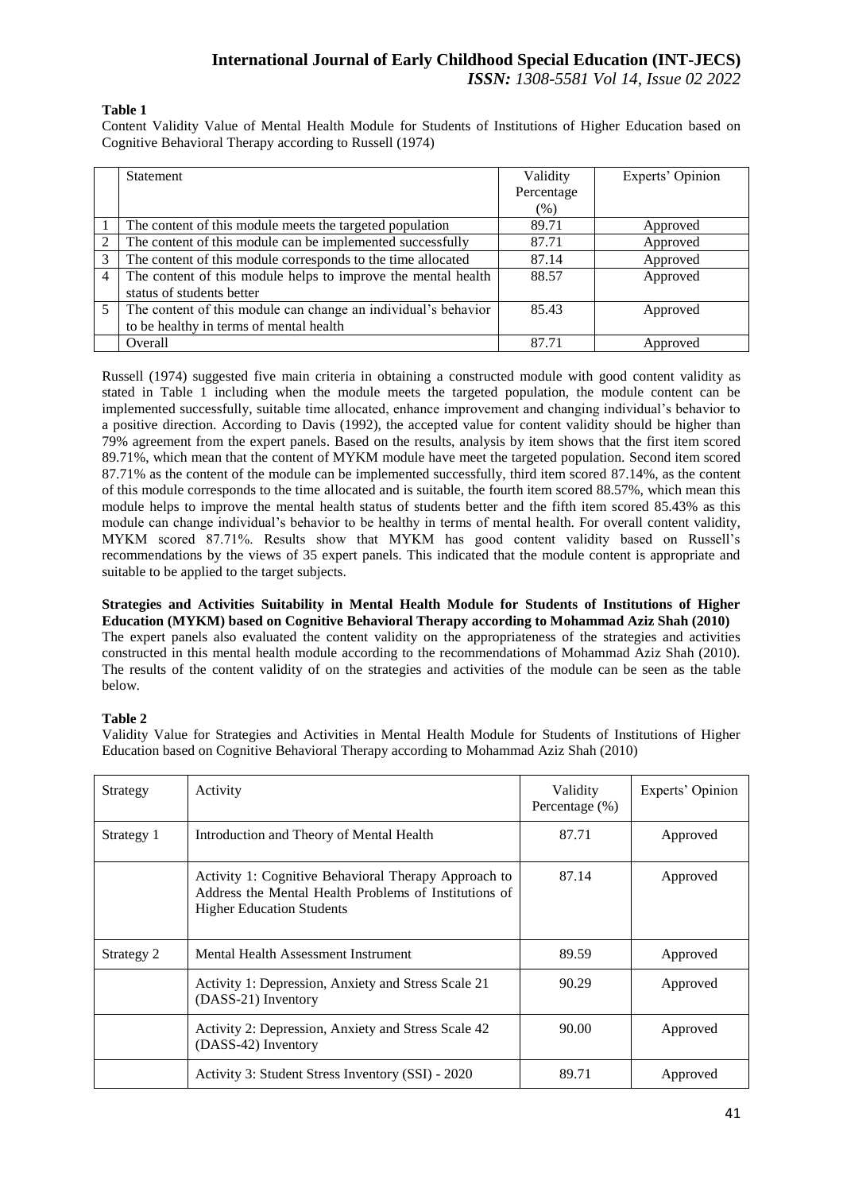**Table 1**

Content Validity Value of Mental Health Module for Students of Institutions of Higher Education based on Cognitive Behavioral Therapy according to Russell (1974)

| | Statement | Validity Percentage (%) | Experts' Opinion |
|---|---|---|---|
| 1 | The content of this module meets the targeted population | 89.71 | Approved |
| 2 | The content of this module can be implemented successfully | 87.71 | Approved |
| 3 | The content of this module corresponds to the time allocated | 87.14 | Approved |
| 4 | The content of this module helps to improve the mental health status of students better | 88.57 | Approved |
| 5 | The content of this module can change an individual's behavior to be healthy in terms of mental health | 85.43 | Approved |
| | Overall | 87.71 | Approved |

Russell (1974) suggested five main criteria in obtaining a constructed module with good content validity as stated in Table 1 including when the module meets the targeted population, the module content can be implemented successfully, suitable time allocated, enhance improvement and changing individual's behavior to a positive direction. According to Davis (1992), the accepted value for content validity should be higher than 79% agreement from the expert panels. Based on the results, analysis by item shows that the first item scored 89.71%, which mean that the content of MYKM module have meet the targeted population. Second item scored 87.71% as the content of the module can be implemented successfully, third item scored 87.14%, as the content of this module corresponds to the time allocated and is suitable, the fourth item scored 88.57%, which mean this module helps to improve the mental health status of students better and the fifth item scored 85.43% as this module can change individual's behavior to be healthy in terms of mental health. For overall content validity, MYKM scored 87.71%. Results show that MYKM has good content validity based on Russell's recommendations by the views of 35 expert panels. This indicated that the module content is appropriate and suitable to be applied to the target subjects.

**Strategies and Activities Suitability in Mental Health Module for Students of Institutions of Higher Education (MYKM) based on Cognitive Behavioral Therapy according to Mohammad Aziz Shah (2010)**

The expert panels also evaluated the content validity on the appropriateness of the strategies and activities constructed in this mental health module according to the recommendations of Mohammad Aziz Shah (2010). The results of the content validity of on the strategies and activities of the module can be seen as the table below.

**Table 2**

Validity Value for Strategies and Activities in Mental Health Module for Students of Institutions of Higher Education based on Cognitive Behavioral Therapy according to Mohammad Aziz Shah (2010)

| Strategy | Activity | Validity Percentage (%) | Experts' Opinion |
|---|---|---|---|
| Strategy 1 | Introduction and Theory of Mental Health | 87.71 | Approved |
| | Activity 1: Cognitive Behavioral Therapy Approach to Address the Mental Health Problems of Institutions of Higher Education Students | 87.14 | Approved |
| Strategy 2 | Mental Health Assessment Instrument | 89.59 | Approved |
| | Activity 1: Depression, Anxiety and Stress Scale 21 (DASS-21) Inventory | 90.29 | Approved |
| | Activity 2: Depression, Anxiety and Stress Scale 42 (DASS-42) Inventory | 90.00 | Approved |
| | Activity 3: Student Stress Inventory (SSI) - 2020 | 89.71 | Approved |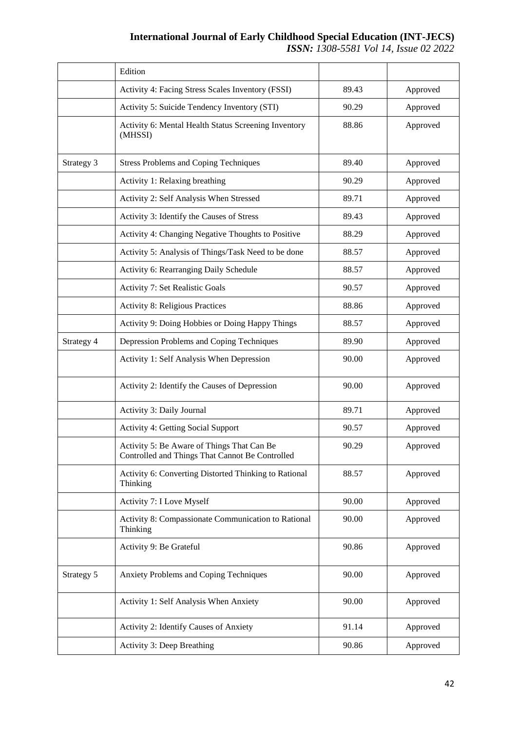| | Edition | | |
|---|---|---|---|
| | Activity 4: Facing Stress Scales Inventory (FSSI) | 89.43 | Approved |
| | Activity 5: Suicide Tendency Inventory (STI) | 90.29 | Approved |
| | Activity 6: Mental Health Status Screening Inventory (MHSSI) | 88.86 | Approved |
| Strategy 3 | Stress Problems and Coping Techniques | 89.40 | Approved |
| | Activity 1: Relaxing breathing | 90.29 | Approved |
| | Activity 2: Self Analysis When Stressed | 89.71 | Approved |
| | Activity 3: Identify the Causes of Stress | 89.43 | Approved |
| | Activity 4: Changing Negative Thoughts to Positive | 88.29 | Approved |
| | Activity 5: Analysis of Things/Task Need to be done | 88.57 | Approved |
| | Activity 6: Rearranging Daily Schedule | 88.57 | Approved |
| | Activity 7: Set Realistic Goals | 90.57 | Approved |
| | Activity 8: Religious Practices | 88.86 | Approved |
| | Activity 9: Doing Hobbies or Doing Happy Things | 88.57 | Approved |
| Strategy 4 | Depression Problems and Coping Techniques | 89.90 | Approved |
| | Activity 1: Self Analysis When Depression | 90.00 | Approved |
| | Activity 2: Identify the Causes of Depression | 90.00 | Approved |
| | Activity 3: Daily Journal | 89.71 | Approved |
| | Activity 4: Getting Social Support | 90.57 | Approved |
| | Activity 5: Be Aware of Things That Can Be Controlled and Things That Cannot Be Controlled | 90.29 | Approved |
| | Activity 6: Converting Distorted Thinking to Rational Thinking | 88.57 | Approved |
| | Activity 7: I Love Myself | 90.00 | Approved |
| | Activity 8: Compassionate Communication to Rational Thinking | 90.00 | Approved |
| | Activity 9: Be Grateful | 90.86 | Approved |
| Strategy 5 | Anxiety Problems and Coping Techniques | 90.00 | Approved |
| | Activity 1: Self Analysis When Anxiety | 90.00 | Approved |
| | Activity 2: Identify Causes of Anxiety | 91.14 | Approved |
| | Activity 3: Deep Breathing | 90.86 | Approved |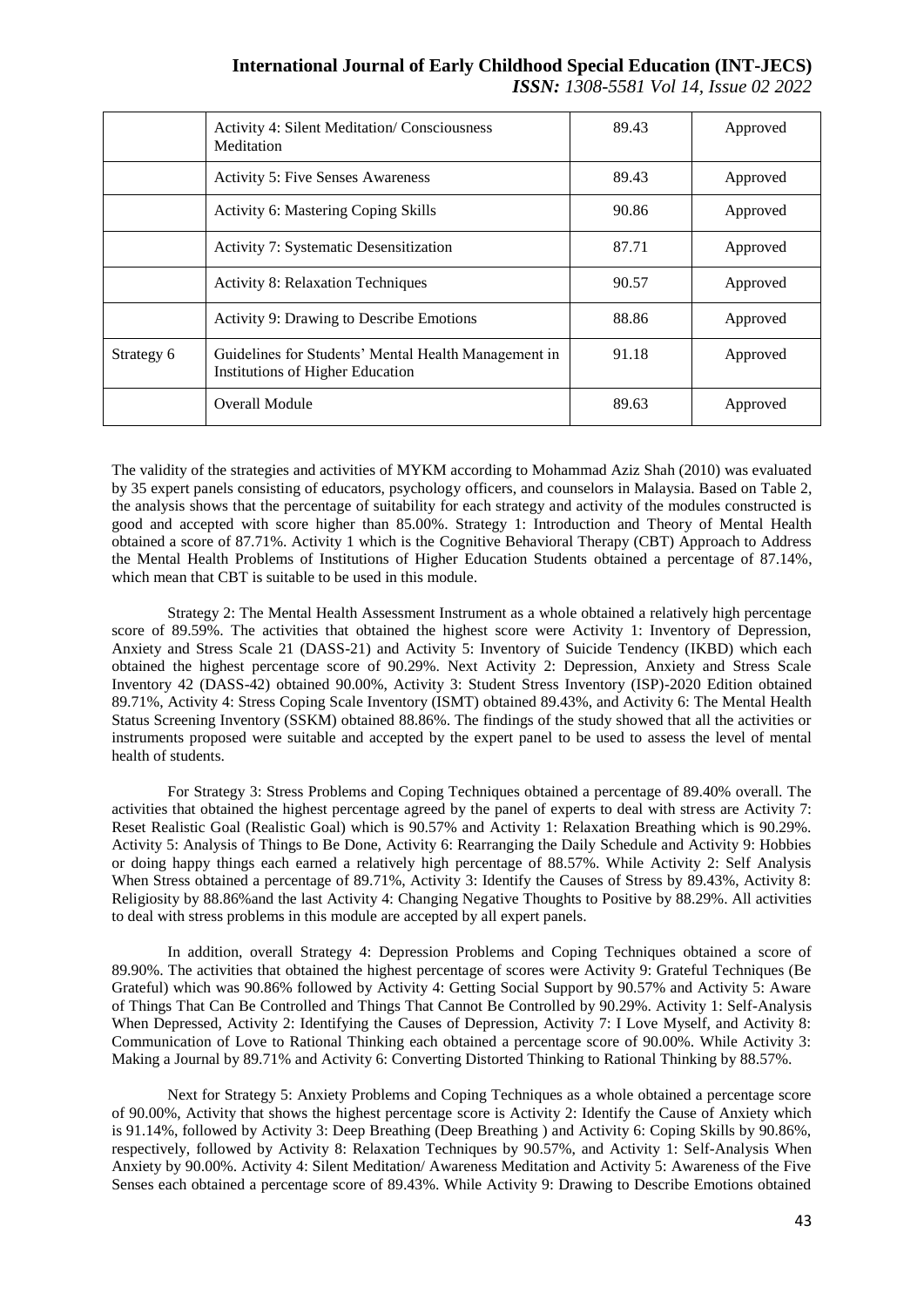| | Activity 4: Silent Meditation/ Consciousness Meditation | 89.43 | Approved |
|---|---|---|---|
| | Activity 5: Five Senses Awareness | 89.43 | Approved |
| | Activity 6: Mastering Coping Skills | 90.86 | Approved |
| | Activity 7: Systematic Desensitization | 87.71 | Approved |
| | Activity 8: Relaxation Techniques | 90.57 | Approved |
| | Activity 9: Drawing to Describe Emotions | 88.86 | Approved |
| Strategy 6 | Guidelines for Students' Mental Health Management in Institutions of Higher Education | 91.18 | Approved |
| | Overall Module | 89.63 | Approved |

The validity of the strategies and activities of MYKM according to Mohammad Aziz Shah (2010) was evaluated by 35 expert panels consisting of educators, psychology officers, and counselors in Malaysia. Based on Table 2, the analysis shows that the percentage of suitability for each strategy and activity of the modules constructed is good and accepted with score higher than 85.00%. Strategy 1: Introduction and Theory of Mental Health obtained a score of 87.71%. Activity 1 which is the Cognitive Behavioral Therapy (CBT) Approach to Address the Mental Health Problems of Institutions of Higher Education Students obtained a percentage of 87.14%, which mean that CBT is suitable to be used in this module.

Strategy 2: The Mental Health Assessment Instrument as a whole obtained a relatively high percentage score of 89.59%. The activities that obtained the highest score were Activity 1: Inventory of Depression, Anxiety and Stress Scale 21 (DASS-21) and Activity 5: Inventory of Suicide Tendency (IKBD) which each obtained the highest percentage score of 90.29%. Next Activity 2: Depression, Anxiety and Stress Scale Inventory 42 (DASS-42) obtained 90.00%, Activity 3: Student Stress Inventory (ISP)-2020 Edition obtained 89.71%, Activity 4: Stress Coping Scale Inventory (ISMT) obtained 89.43%, and Activity 6: The Mental Health Status Screening Inventory (SSKM) obtained 88.86%. The findings of the study showed that all the activities or instruments proposed were suitable and accepted by the expert panel to be used to assess the level of mental health of students.

For Strategy 3: Stress Problems and Coping Techniques obtained a percentage of 89.40% overall. The activities that obtained the highest percentage agreed by the panel of experts to deal with stress are Activity 7: Reset Realistic Goal (Realistic Goal) which is 90.57% and Activity 1: Relaxation Breathing which is 90.29%. Activity 5: Analysis of Things to Be Done, Activity 6: Rearranging the Daily Schedule and Activity 9: Hobbies or doing happy things each earned a relatively high percentage of 88.57%. While Activity 2: Self Analysis When Stress obtained a percentage of 89.71%, Activity 3: Identify the Causes of Stress by 89.43%, Activity 8: Religiosity by 88.86%and the last Activity 4: Changing Negative Thoughts to Positive by 88.29%. All activities to deal with stress problems in this module are accepted by all expert panels.

In addition, overall Strategy 4: Depression Problems and Coping Techniques obtained a score of 89.90%. The activities that obtained the highest percentage of scores were Activity 9: Grateful Techniques (Be Grateful) which was 90.86% followed by Activity 4: Getting Social Support by 90.57% and Activity 5: Aware of Things That Can Be Controlled and Things That Cannot Be Controlled by 90.29%. Activity 1: Self-Analysis When Depressed, Activity 2: Identifying the Causes of Depression, Activity 7: I Love Myself, and Activity 8: Communication of Love to Rational Thinking each obtained a percentage score of 90.00%. While Activity 3: Making a Journal by 89.71% and Activity 6: Converting Distorted Thinking to Rational Thinking by 88.57%.

Next for Strategy 5: Anxiety Problems and Coping Techniques as a whole obtained a percentage score of 90.00%, Activity that shows the highest percentage score is Activity 2: Identify the Cause of Anxiety which is 91.14%, followed by Activity 3: Deep Breathing (Deep Breathing ) and Activity 6: Coping Skills by 90.86%, respectively, followed by Activity 8: Relaxation Techniques by 90.57%, and Activity 1: Self-Analysis When Anxiety by 90.00%. Activity 4: Silent Meditation/ Awareness Meditation and Activity 5: Awareness of the Five Senses each obtained a percentage score of 89.43%. While Activity 9: Drawing to Describe Emotions obtained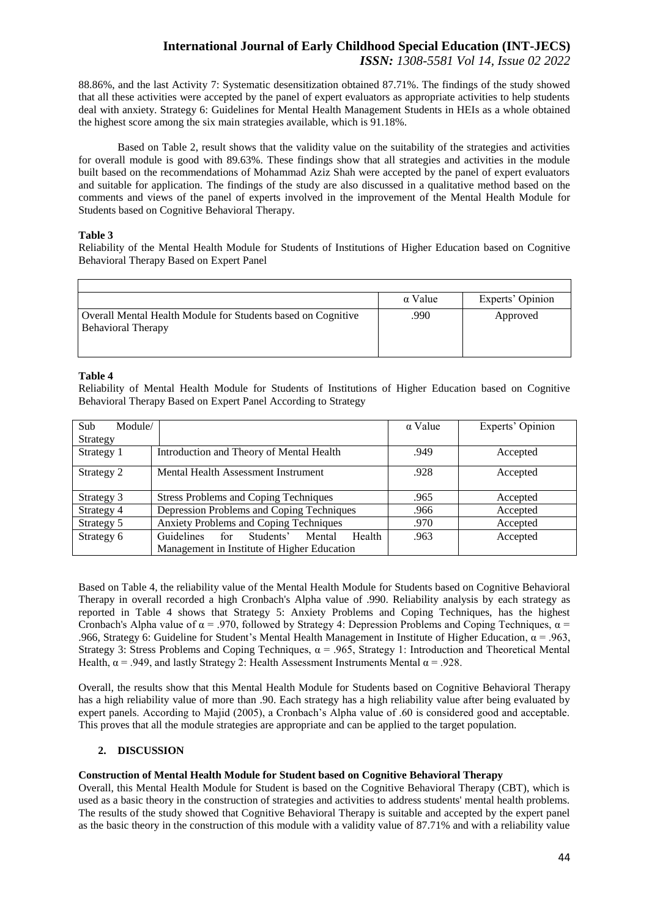88.86%, and the last Activity 7: Systematic desensitization obtained 87.71%. The findings of the study showed that all these activities were accepted by the panel of expert evaluators as appropriate activities to help students deal with anxiety. Strategy 6: Guidelines for Mental Health Management Students in HEIs as a whole obtained the highest score among the six main strategies available, which is 91.18%.

Based on Table 2, result shows that the validity value on the suitability of the strategies and activities for overall module is good with 89.63%. These findings show that all strategies and activities in the module built based on the recommendations of Mohammad Aziz Shah were accepted by the panel of expert evaluators and suitable for application. The findings of the study are also discussed in a qualitative method based on the comments and views of the panel of experts involved in the improvement of the Mental Health Module for Students based on Cognitive Behavioral Therapy.

**Table 3**

Reliability of the Mental Health Module for Students of Institutions of Higher Education based on Cognitive Behavioral Therapy Based on Expert Panel

| | α Value | Experts' Opinion |
|---|---|---|
| Overall Mental Health Module for Students based on Cognitive Behavioral Therapy | .990 | Approved |

**Table 4**

Reliability of Mental Health Module for Students of Institutions of Higher Education based on Cognitive Behavioral Therapy Based on Expert Panel According to Strategy

| Sub Module/ Strategy | | α Value | Experts' Opinion |
|---|---|---|---|
| Strategy 1 | Introduction and Theory of Mental Health | .949 | Accepted |
| Strategy 2 | Mental Health Assessment Instrument | .928 | Accepted |
| Strategy 3 | Stress Problems and Coping Techniques | .965 | Accepted |
| Strategy 4 | Depression Problems and Coping Techniques | .966 | Accepted |
| Strategy 5 | Anxiety Problems and Coping Techniques | .970 | Accepted |
| Strategy 6 | Guidelines for Students' Mental Health Management in Institute of Higher Education | .963 | Accepted |

Based on Table 4, the reliability value of the Mental Health Module for Students based on Cognitive Behavioral Therapy in overall recorded a high Cronbach's Alpha value of .990. Reliability analysis by each strategy as reported in Table 4 shows that Strategy 5: Anxiety Problems and Coping Techniques, has the highest Cronbach's Alpha value of $\alpha = .970$, followed by Strategy 4: Depression Problems and Coping Techniques, $\alpha = .966$, Strategy 6: Guideline for Student's Mental Health Management in Institute of Higher Education, $\alpha = .963$, Strategy 3: Stress Problems and Coping Techniques, $\alpha = .965$, Strategy 1: Introduction and Theoretical Mental Health, $\alpha = .949$, and lastly Strategy 2: Health Assessment Instruments Mental $\alpha = .928$.

Overall, the results show that this Mental Health Module for Students based on Cognitive Behavioral Therapy has a high reliability value of more than .90. Each strategy has a high reliability value after being evaluated by expert panels. According to Majid (2005), a Cronbach's Alpha value of .60 is considered good and acceptable. This proves that all the module strategies are appropriate and can be applied to the target population.

## 2. DISCUSSION

**Construction of Mental Health Module for Student based on Cognitive Behavioral Therapy**

Overall, this Mental Health Module for Student is based on the Cognitive Behavioral Therapy (CBT), which is used as a basic theory in the construction of strategies and activities to address students' mental health problems. The results of the study showed that Cognitive Behavioral Therapy is suitable and accepted by the expert panel as the basic theory in the construction of this module with a validity value of 87.71% and with a reliability value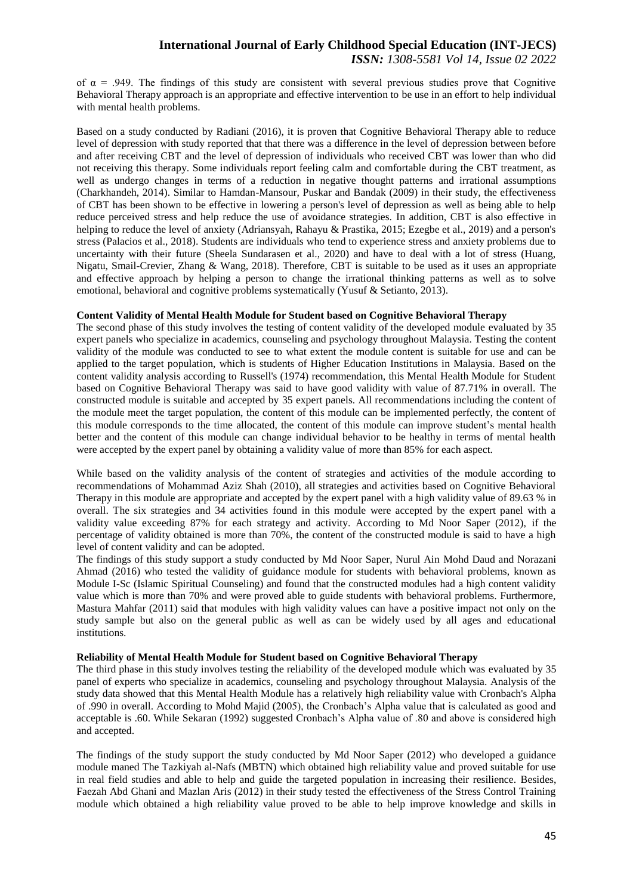of $\alpha$ = .949. The findings of this study are consistent with several previous studies prove that Cognitive Behavioral Therapy approach is an appropriate and effective intervention to be use in an effort to help individual with mental health problems.

Based on a study conducted by Radiani (2016), it is proven that Cognitive Behavioral Therapy able to reduce level of depression with study reported that that there was a difference in the level of depression between before and after receiving CBT and the level of depression of individuals who received CBT was lower than who did not receiving this therapy. Some individuals report feeling calm and comfortable during the CBT treatment, as well as undergo changes in terms of a reduction in negative thought patterns and irrational assumptions (Charkhandeh, 2014). Similar to Hamdan-Mansour, Puskar and Bandak (2009) in their study, the effectiveness of CBT has been shown to be effective in lowering a person's level of depression as well as being able to help reduce perceived stress and help reduce the use of avoidance strategies. In addition, CBT is also effective in helping to reduce the level of anxiety (Adriansyah, Rahayu & Prastika, 2015; Ezegbe et al., 2019) and a person's stress (Palacios et al., 2018). Students are individuals who tend to experience stress and anxiety problems due to uncertainty with their future (Sheela Sundarasen et al., 2020) and have to deal with a lot of stress (Huang, Nigatu, Smail-Crevier, Zhang & Wang, 2018). Therefore, CBT is suitable to be used as it uses an appropriate and effective approach by helping a person to change the irrational thinking patterns as well as to solve emotional, behavioral and cognitive problems systematically (Yusuf & Setianto, 2013).

**Content Validity of Mental Health Module for Student based on Cognitive Behavioral Therapy**

The second phase of this study involves the testing of content validity of the developed module evaluated by 35 expert panels who specialize in academics, counseling and psychology throughout Malaysia. Testing the content validity of the module was conducted to see to what extent the module content is suitable for use and can be applied to the target population, which is students of Higher Education Institutions in Malaysia. Based on the content validity analysis according to Russell's (1974) recommendation, this Mental Health Module for Student based on Cognitive Behavioral Therapy was said to have good validity with value of 87.71% in overall. The constructed module is suitable and accepted by 35 expert panels. All recommendations including the content of the module meet the target population, the content of this module can be implemented perfectly, the content of this module corresponds to the time allocated, the content of this module can improve student's mental health better and the content of this module can change individual behavior to be healthy in terms of mental health were accepted by the expert panel by obtaining a validity value of more than 85% for each aspect.

While based on the validity analysis of the content of strategies and activities of the module according to recommendations of Mohammad Aziz Shah (2010), all strategies and activities based on Cognitive Behavioral Therapy in this module are appropriate and accepted by the expert panel with a high validity value of 89.63 % in overall. The six strategies and 34 activities found in this module were accepted by the expert panel with a validity value exceeding 87% for each strategy and activity. According to Md Noor Saper (2012), if the percentage of validity obtained is more than 70%, the content of the constructed module is said to have a high level of content validity and can be adopted.

The findings of this study support a study conducted by Md Noor Saper, Nurul Ain Mohd Daud and Norazani Ahmad (2016) who tested the validity of guidance module for students with behavioral problems, known as Module I-Sc (Islamic Spiritual Counseling) and found that the constructed modules had a high content validity value which is more than 70% and were proved able to guide students with behavioral problems. Furthermore, Mastura Mahfar (2011) said that modules with high validity values can have a positive impact not only on the study sample but also on the general public as well as can be widely used by all ages and educational institutions.

**Reliability of Mental Health Module for Student based on Cognitive Behavioral Therapy**

The third phase in this study involves testing the reliability of the developed module which was evaluated by 35 panel of experts who specialize in academics, counseling and psychology throughout Malaysia. Analysis of the study data showed that this Mental Health Module has a relatively high reliability value with Cronbach's Alpha of .990 in overall. According to Mohd Majid (2005), the Cronbach's Alpha value that is calculated as good and acceptable is .60. While Sekaran (1992) suggested Cronbach's Alpha value of .80 and above is considered high and accepted.

The findings of the study support the study conducted by Md Noor Saper (2012) who developed a guidance module maned The Tazkiyah al-Nafs (MBTN) which obtained high reliability value and proved suitable for use in real field studies and able to help and guide the targeted population in increasing their resilience. Besides, Faezah Abd Ghani and Mazlan Aris (2012) in their study tested the effectiveness of the Stress Control Training module which obtained a high reliability value proved to be able to help improve knowledge and skills in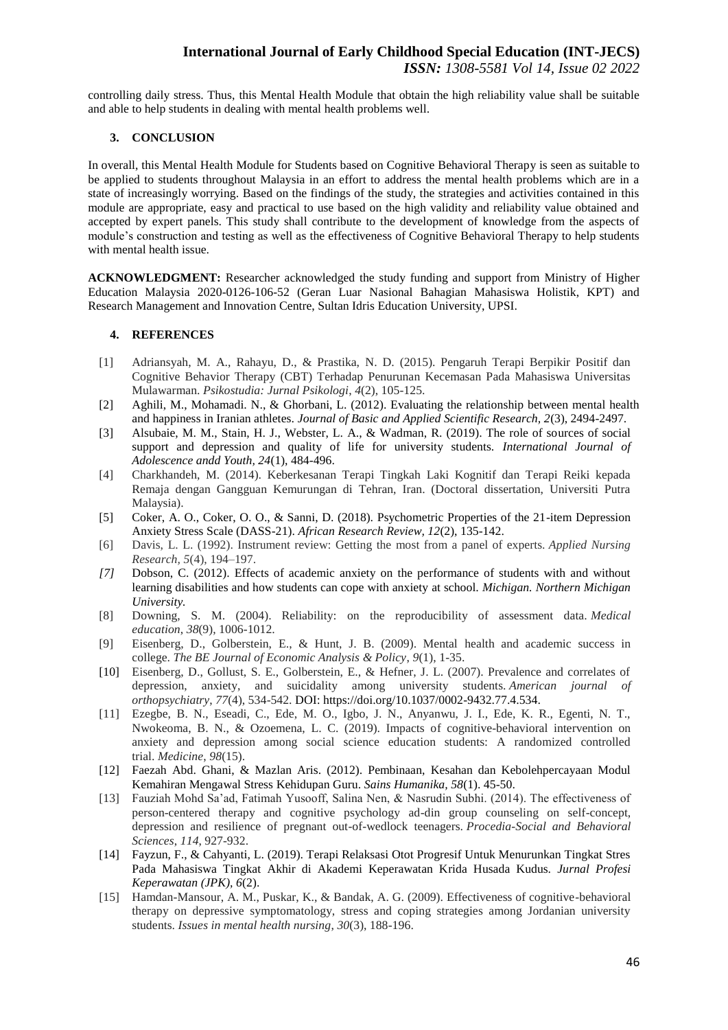controlling daily stress. Thus, this Mental Health Module that obtain the high reliability value shall be suitable and able to help students in dealing with mental health problems well.

### 3. CONCLUSION

In overall, this Mental Health Module for Students based on Cognitive Behavioral Therapy is seen as suitable to be applied to students throughout Malaysia in an effort to address the mental health problems which are in a state of increasingly worrying. Based on the findings of the study, the strategies and activities contained in this module are appropriate, easy and practical to use based on the high validity and reliability value obtained and accepted by expert panels. This study shall contribute to the development of knowledge from the aspects of module's construction and testing as well as the effectiveness of Cognitive Behavioral Therapy to help students with mental health issue.

**ACKNOWLEDGMENT:** Researcher acknowledged the study funding and support from Ministry of Higher Education Malaysia 2020-0126-106-52 (Geran Luar Nasional Bahagian Mahasiswa Holistik, KPT) and Research Management and Innovation Centre, Sultan Idris Education University, UPSI.

### 4. REFERENCES

[1] Adriansyah, M. A., Rahayu, D., & Prastika, N. D. (2015). Pengaruh Terapi Berpikir Positif dan Cognitive Behavior Therapy (CBT) Terhadap Penurunan Kecemasan Pada Mahasiswa Universitas Mulawarman. *Psikostudia: Jurnal Psikologi*, *4*(2), 105-125.

[2] Aghili, M., Mohamadi. N., & Ghorbani, L. (2012). Evaluating the relationship between mental health and happiness in Iranian athletes. *Journal of Basic and Applied Scientific Research, 2*(3), 2494-2497.

[3] Alsubaie, M. M., Stain, H. J., Webster, L. A., & Wadman, R. (2019). The role of sources of social support and depression and quality of life for university students. *International Journal of Adolescence andd Youth, 24*(1), 484-496.

[4] Charkhandeh, M. (2014). Keberkesanan Terapi Tingkah Laki Kognitif dan Terapi Reiki kepada Remaja dengan Gangguan Kemurungan di Tehran, Iran. (Doctoral dissertation, Universiti Putra Malaysia).

[5] Coker, A. O., Coker, O. O., & Sanni, D. (2018). Psychometric Properties of the 21-item Depression Anxiety Stress Scale (DASS-21). *African Research Review, 12*(2), 135-142.

[6] Davis, L. L. (1992). Instrument review: Getting the most from a panel of experts. *Applied Nursing Research, 5*(4), 194–197.

*[7]* Dobson, C. (2012). Effects of academic anxiety on the performance of students with and without learning disabilities and how students can cope with anxiety at school. *Michigan. Northern Michigan University.*

[8] Downing, S. M. (2004). Reliability: on the reproducibility of assessment data. *Medical education*, *38*(9), 1006-1012.

[9] Eisenberg, D., Golberstein, E., & Hunt, J. B. (2009). Mental health and academic success in college. *The BE Journal of Economic Analysis & Policy*, *9*(1), 1-35.

[10] Eisenberg, D., Gollust, S. E., Golberstein, E., & Hefner, J. L. (2007). Prevalence and correlates of depression, anxiety, and suicidality among university students. *American journal of orthopsychiatry*, *77*(4), 534-542. DOI: https://doi.org/10.1037/0002-9432.77.4.534.

[11] Ezegbe, B. N., Eseadi, C., Ede, M. O., Igbo, J. N., Anyanwu, J. I., Ede, K. R., Egenti, N. T., Nwokeoma, B. N., & Ozoemena, L. C. (2019). Impacts of cognitive-behavioral intervention on anxiety and depression among social science education students: A randomized controlled trial. *Medicine*, *98*(15).

[12] Faezah Abd. Ghani, & Mazlan Aris. (2012). Pembinaan, Kesahan dan Kebolehpercayaan Modul Kemahiran Mengawal Stress Kehidupan Guru. *Sains Humanika, 58*(1). 45-50.

[13] Fauziah Mohd Sa'ad, Fatimah Yusooff, Salina Nen, & Nasrudin Subhi. (2014). The effectiveness of person-centered therapy and cognitive psychology ad-din group counseling on self-concept, depression and resilience of pregnant out-of-wedlock teenagers. *Procedia-Social and Behavioral Sciences*, *114*, 927-932.

[14] Fayzun, F., & Cahyanti, L. (2019). Terapi Relaksasi Otot Progresif Untuk Menurunkan Tingkat Stres Pada Mahasiswa Tingkat Akhir di Akademi Keperawatan Krida Husada Kudus. *Jurnal Profesi Keperawatan (JPK), 6*(2).

[15] Hamdan-Mansour, A. M., Puskar, K., & Bandak, A. G. (2009). Effectiveness of cognitive-behavioral therapy on depressive symptomatology, stress and coping strategies among Jordanian university students. *Issues in mental health nursing*, *30*(3), 188-196.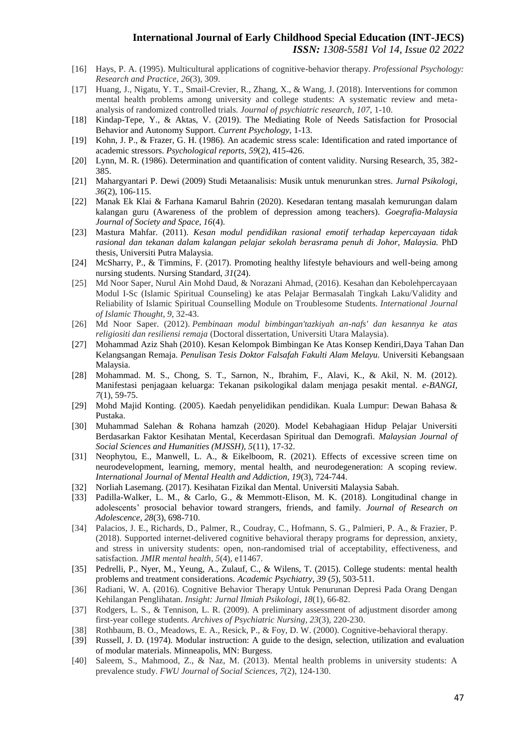[16] Hays, P. A. (1995). Multicultural applications of cognitive-behavior therapy. *Professional Psychology: Research and Practice*, *26*(3), 309.

[17] Huang, J., Nigatu, Y. T., Smail-Crevier, R., Zhang, X., & Wang, J. (2018). Interventions for common mental health problems among university and college students: A systematic review and meta-analysis of randomized controlled trials. *Journal of psychiatric research*, *107*, 1-10.

[18] Kindap-Tepe, Y., & Aktas, V. (2019). The Mediating Role of Needs Satisfaction for Prosocial Behavior and Autonomy Support. *Current Psychology*, 1-13.

[19] Kohn, J. P., & Frazer, G. H. (1986). An academic stress scale: Identification and rated importance of academic stressors. *Psychological reports*, *59*(2), 415-426.

[20] Lynn, M. R. (1986). Determination and quantification of content validity. Nursing Research, 35, 382-385.

[21] Mahargyantari P. Dewi (2009) Studi Metaanalisis: Musik untuk menurunkan stres. *Jurnal Psikologi, 36*(2), 106-115.

[22] Manak Ek Klai & Farhana Kamarul Bahrin (2020). Kesedaran tentang masalah kemurungan dalam kalangan guru (Awareness of the problem of depression among teachers). *Goegrafia-Malaysia Journal of Society and Space, 16*(4).

[23] Mastura Mahfar. (2011). *Kesan modul pendidikan rasional emotif terhadap kepercayaan tidak rasional dan tekanan dalam kalangan pelajar sekolah berasrama penuh di Johor, Malaysia.* PhD thesis, Universiti Putra Malaysia.

[24] McSharry, P., & Timmins, F. (2017). Promoting healthy lifestyle behaviours and well-being among nursing students. Nursing Standard, *31*(24).

[25] Md Noor Saper, Nurul Ain Mohd Daud, & Norazani Ahmad, (2016). Kesahan dan Kebolehpercayaan Modul I-Sc (Islamic Spiritual Counseling) ke atas Pelajar Bermasalah Tingkah Laku/Validity and Reliability of Islamic Spiritual Counselling Module on Troublesome Students. *International Journal of Islamic Thought*, *9*, 32-43.

[26] Md Noor Saper. (2012). *Pembinaan modul bimbingan'tazkiyah an-nafs' dan kesannya ke atas religiositi dan resiliensi remaja* (Doctoral dissertation, Universiti Utara Malaysia).

[27] Mohammad Aziz Shah (2010). Kesan Kelompok Bimbingan Ke Atas Konsep Kendiri,Daya Tahan Dan Kelangsangan Remaja. *Penulisan Tesis Doktor Falsafah Fakulti Alam Melayu.* Universiti Kebangsaan Malaysia.

[28] Mohammad. M. S., Chong, S. T., Sarnon, N., Ibrahim, F., Alavi, K., & Akil, N. M. (2012). Manifestasi penjagaan keluarga: Tekanan psikologikal dalam menjaga pesakit mental. *e-BANGI, 7*(1), 59-75.

[29] Mohd Majid Konting. (2005). Kaedah penyelidikan pendidikan. Kuala Lumpur: Dewan Bahasa & Pustaka.

[30] Muhammad Salehan & Rohana hamzah (2020). Model Kebahagiaan Hidup Pelajar Universiti Berdasarkan Faktor Kesihatan Mental, Kecerdasan Spiritual dan Demografi. *Malaysian Journal of Social Sciences and Humanities (MJSSH), 5*(11), 17-32.

[31] Neophytou, E., Manwell, L. A., & Eikelboom, R. (2021). Effects of excessive screen time on neurodevelopment, learning, memory, mental health, and neurodegeneration: A scoping review. *International Journal of Mental Health and Addiction*, *19*(3), 724-744.

[32] Norliah Lasemang. (2017). Kesihatan Fizikal dan Mental. Universiti Malaysia Sabah.

[33] Padilla‐Walker, L. M., & Carlo, G., & Memmott‐Elison, M. K. (2018). Longitudinal change in adolescents' prosocial behavior toward strangers, friends, and family. *Journal of Research on Adolescence, 28*(3), 698-710.

[34] Palacios, J. E., Richards, D., Palmer, R., Coudray, C., Hofmann, S. G., Palmieri, P. A., & Frazier, P. (2018). Supported internet-delivered cognitive behavioral therapy programs for depression, anxiety, and stress in university students: open, non-randomised trial of acceptability, effectiveness, and satisfaction. *JMIR mental health*, *5*(4), e11467.

[35] Pedrelli, P., Nyer, M., Yeung, A., Zulauf, C., & Wilens, T. (2015). College students: mental health problems and treatment considerations. *Academic Psychiatry, 39* (*5*), 503-511.

[36] Radiani, W. A. (2016). Cognitive Behavior Therapy Untuk Penurunan Depresi Pada Orang Dengan Kehilangan Penglihatan. *Insight: Jurnal Ilmiah Psikologi*, *18*(1), 66-82.

[37] Rodgers, L. S., & Tennison, L. R. (2009). A preliminary assessment of adjustment disorder among first-year college students. *Archives of Psychiatric Nursing*, *23*(3), 220-230.

[38] Rothbaum, B. O., Meadows, E. A., Resick, P., & Foy, D. W. (2000). Cognitive-behavioral therapy.

[39] Russell, J. D. (1974). Modular instruction: A guide to the design, selection, utilization and evaluation of modular materials. Minneapolis, MN: Burgess.

[40] Saleem, S., Mahmood, Z., & Naz, M. (2013). Mental health problems in university students: A prevalence study. *FWU Journal of Social Sciences*, *7*(2), 124-130.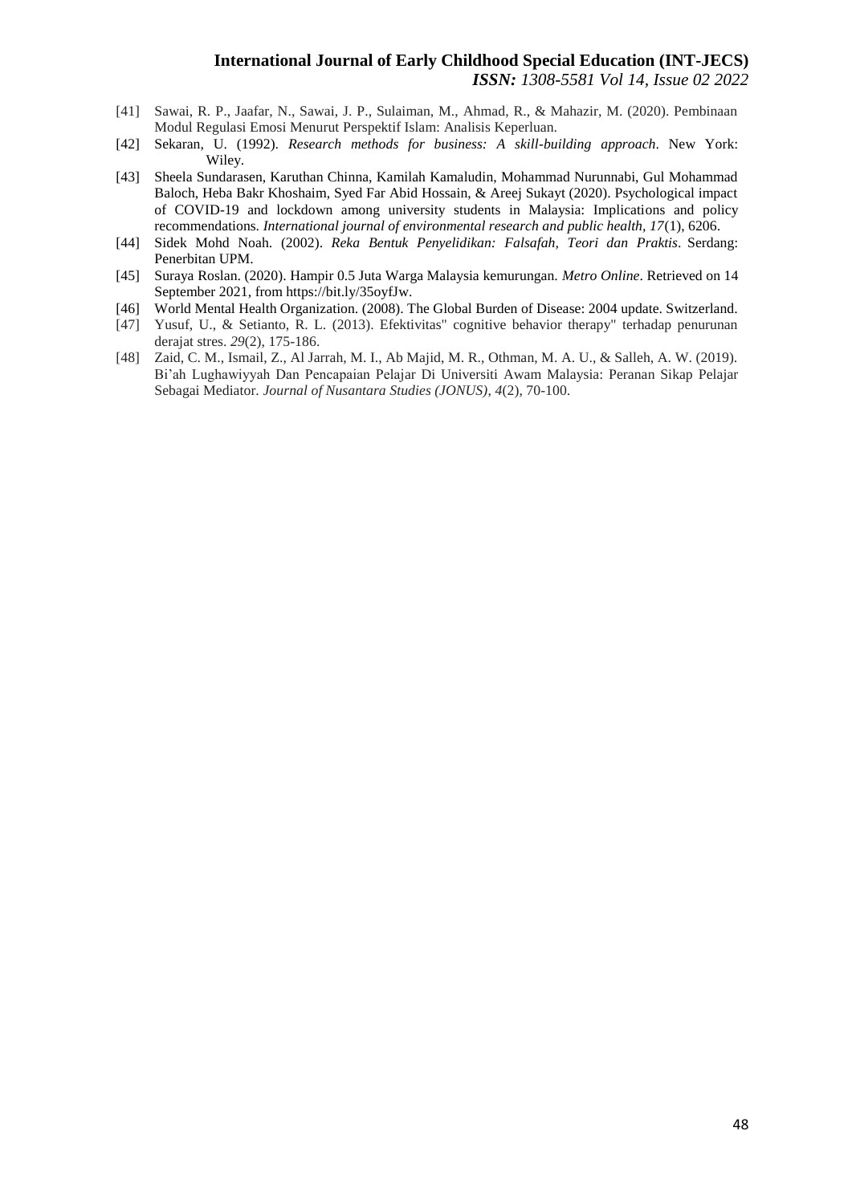[41] Sawai, R. P., Jaafar, N., Sawai, J. P., Sulaiman, M., Ahmad, R., & Mahazir, M. (2020). Pembinaan Modul Regulasi Emosi Menurut Perspektif Islam: Analisis Keperluan.

[42] Sekaran, U. (1992). *Research methods for business: A skill-building approach*. New York: Wiley.

[43] Sheela Sundarasen, Karuthan Chinna, Kamilah Kamaludin, Mohammad Nurunnabi, Gul Mohammad Baloch, Heba Bakr Khoshaim, Syed Far Abid Hossain, & Areej Sukayt (2020). Psychological impact of COVID-19 and lockdown among university students in Malaysia: Implications and policy recommendations. *International journal of environmental research and public health, 17*(1), 6206.

[44] Sidek Mohd Noah. (2002). *Reka Bentuk Penyelidikan: Falsafah, Teori dan Praktis*. Serdang: Penerbitan UPM.

[45] Suraya Roslan. (2020). Hampir 0.5 Juta Warga Malaysia kemurungan. *Metro Online*. Retrieved on 14 September 2021, from https://bit.ly/35oyfJw.

[46] World Mental Health Organization. (2008). The Global Burden of Disease: 2004 update. Switzerland.

[47] Yusuf, U., & Setianto, R. L. (2013). Efektivitas" cognitive behavior therapy" terhadap penurunan derajat stres. *29*(2), 175-186.

[48] Zaid, C. M., Ismail, Z., Al Jarrah, M. I., Ab Majid, M. R., Othman, M. A. U., & Salleh, A. W. (2019). Bi'ah Lughawiyyah Dan Pencapaian Pelajar Di Universiti Awam Malaysia: Peranan Sikap Pelajar Sebagai Mediator. *Journal of Nusantara Studies (JONUS), 4*(2), 70-100.